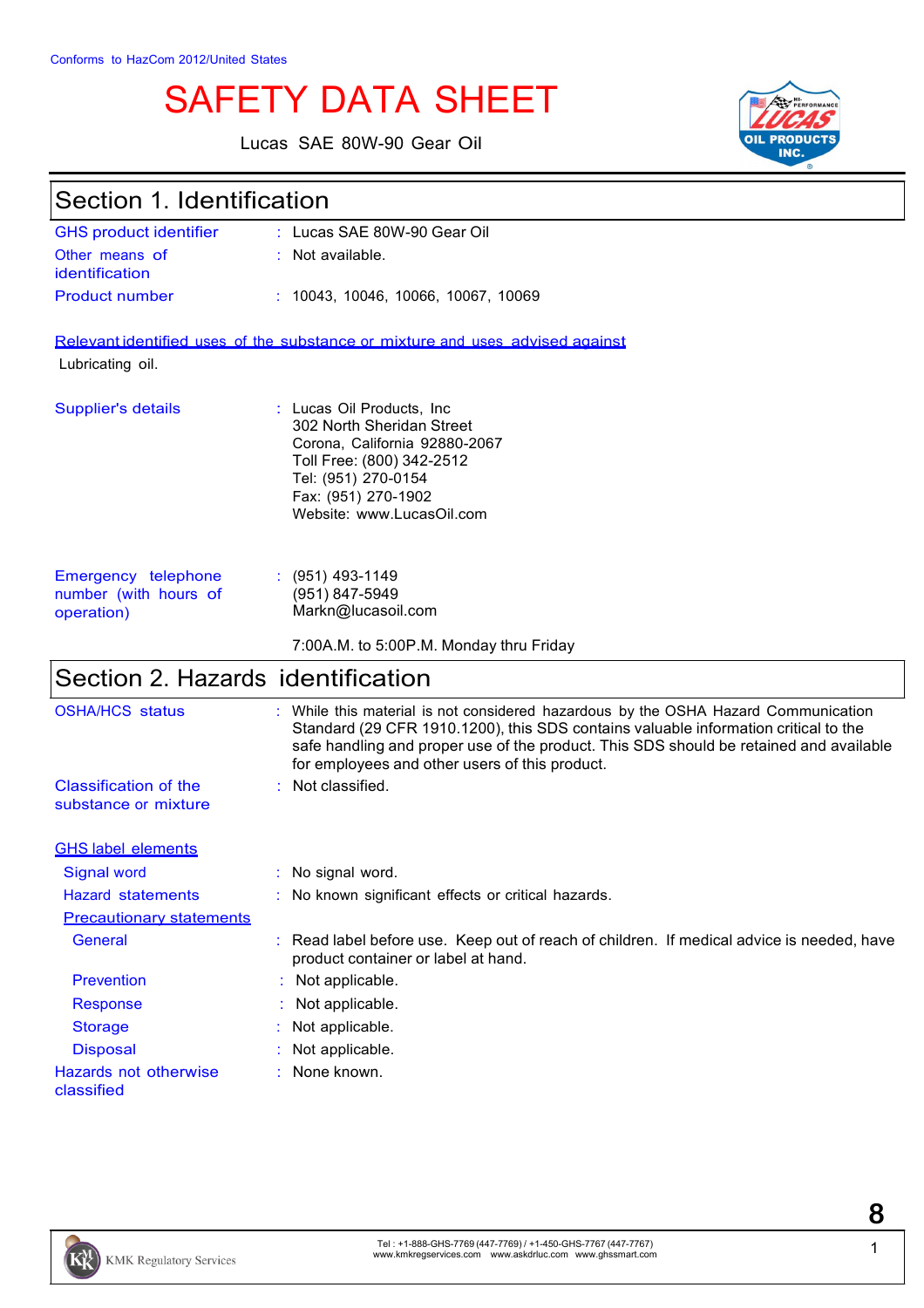Conforms to HazCom 2012/United States

# SAFETY DATA SHEET

Lucas SAE 80W-90 Gear Oil

## Section 1. Identification

| | |
|---|---|
| GHS product identifier | : Lucas SAE 80W-90 Gear Oil |
| Other means of identification | : Not available. |
| Product number | : 10043, 10046, 10066, 10067, 10069 |

**Relevant identified uses of the substance or mixture and uses advised against**

Lubricating oil.

| | |
|---|---|
| Supplier's details | : Lucas Oil Products, Inc<br>302 North Sheridan Street<br>Corona, California 92880-2067<br>Toll Free: (800) 342-2512<br>Tel: (951) 270-0154<br>Fax: (951) 270-1902<br>Website: www.LucasOil.com |
| Emergency telephone number (with hours of operation) | : (951) 493-1149<br>(951) 847-5949<br>Markn@lucasoil.com<br><br>7:00A.M. to 5:00P.M. Monday thru Friday |

## Section 2. Hazards identification

| | |
|---|---|
| OSHA/HCS status | : While this material is not considered hazardous by the OSHA Hazard Communication Standard (29 CFR 1910.1200), this SDS contains valuable information critical to the safe handling and proper use of the product. This SDS should be retained and available for employees and other users of this product. |
| Classification of the substance or mixture | : Not classified. |

**GHS label elements**

| | |
|---|---|
| Signal word | : No signal word. |
| Hazard statements | : No known significant effects or critical hazards. |

**Precautionary statements**

| | |
|---|---|
| General | : Read label before use. Keep out of reach of children. If medical advice is needed, have product container or label at hand. |
| Prevention | : Not applicable. |
| Response | : Not applicable. |
| Storage | : Not applicable. |
| Disposal | : Not applicable. |
| Hazards not otherwise classified | : None known. |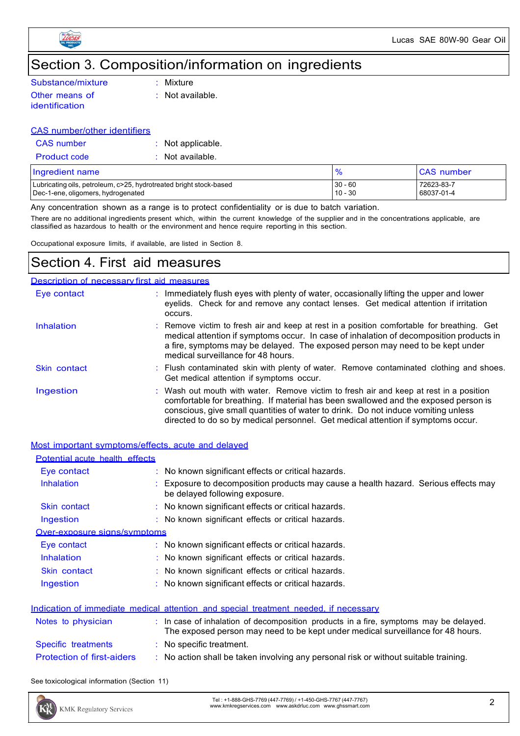# Section 3. Composition/information on ingredients

| | | |
|---|---|---|
| Substance/mixture | : | Mixture |
| Other means of identification | : | Not available. |

**CAS number/other identifiers**

| | | |
|---|---|---|
| CAS number | : | Not applicable. |
| Product code | : | Not available. |

| Ingredient name | % | CAS number |
|---|---|---|
| Lubricating oils, petroleum, c>25, hydrotreated bright stock-based | 30 - 60 | 72623-83-7 |
| Dec-1-ene, oligomers, hydrogenated | 10 - 30 | 68037-01-4 |

Any concentration shown as a range is to protect confidentiality or is due to batch variation.

There are no additional ingredients present which, within the current knowledge of the supplier and in the concentrations applicable, are classified as hazardous to health or the environment and hence require reporting in this section.

Occupational exposure limits, if available, are listed in Section 8.

# Section 4. First aid measures

**Description of necessary first aid measures**

| | | |
|---|---|---|
| Eye contact | : | Immediately flush eyes with plenty of water, occasionally lifting the upper and lower eyelids. Check for and remove any contact lenses. Get medical attention if irritation occurs. |
| Inhalation | : | Remove victim to fresh air and keep at rest in a position comfortable for breathing. Get medical attention if symptoms occur. In case of inhalation of decomposition products in a fire, symptoms may be delayed. The exposed person may need to be kept under medical surveillance for 48 hours. |
| Skin contact | : | Flush contaminated skin with plenty of water. Remove contaminated clothing and shoes. Get medical attention if symptoms occur. |
| Ingestion | : | Wash out mouth with water. Remove victim to fresh air and keep at rest in a position comfortable for breathing. If material has been swallowed and the exposed person is conscious, give small quantities of water to drink. Do not induce vomiting unless directed to do so by medical personnel. Get medical attention if symptoms occur. |

**Most important symptoms/effects, acute and delayed**

**Potential acute health effects**

| | | |
|---|---|---|
| Eye contact | : | No known significant effects or critical hazards. |
| Inhalation | : | Exposure to decomposition products may cause a health hazard. Serious effects may be delayed following exposure. |
| Skin contact | : | No known significant effects or critical hazards. |
| Ingestion | : | No known significant effects or critical hazards. |

**Over-exposure signs/symptoms**

| | | |
|---|---|---|
| Eye contact | : | No known significant effects or critical hazards. |
| Inhalation | : | No known significant effects or critical hazards. |
| Skin contact | : | No known significant effects or critical hazards. |
| Ingestion | : | No known significant effects or critical hazards. |

**Indication of immediate medical attention and special treatment needed, if necessary**

| | | |
|---|---|---|
| Notes to physician | : | In case of inhalation of decomposition products in a fire, symptoms may be delayed. The exposed person may need to be kept under medical surveillance for 48 hours. |
| Specific treatments | : | No specific treatment. |
| Protection of first-aiders | : | No action shall be taken involving any personal risk or without suitable training. |

See toxicological information (Section 11)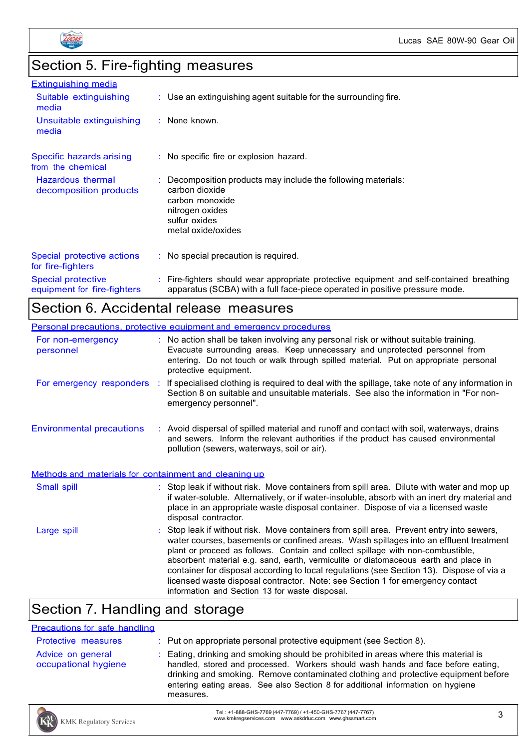## Section 5. Fire-fighting measures

### Extinguishing media

**Suitable extinguishing media** : Use an extinguishing agent suitable for the surrounding fire.

**Unsuitable extinguishing media** : None known.

**Specific hazards arising from the chemical** : No specific fire or explosion hazard.

**Hazardous thermal decomposition products** : Decomposition products may include the following materials:
carbon dioxide
carbon monoxide
nitrogen oxides
sulfur oxides
metal oxide/oxides

**Special protective actions for fire-fighters** : No special precaution is required.

**Special protective equipment for fire-fighters** : Fire-fighters should wear appropriate protective equipment and self-contained breathing apparatus (SCBA) with a full face-piece operated in positive pressure mode.

## Section 6. Accidental release measures

### Personal precautions, protective equipment and emergency procedures

**For non-emergency personnel** : No action shall be taken involving any personal risk or without suitable training. Evacuate surrounding areas. Keep unnecessary and unprotected personnel from entering. Do not touch or walk through spilled material. Put on appropriate personal protective equipment.

**For emergency responders** : If specialised clothing is required to deal with the spillage, take note of any information in Section 8 on suitable and unsuitable materials. See also the information in "For non-emergency personnel".

**Environmental precautions** : Avoid dispersal of spilled material and runoff and contact with soil, waterways, drains and sewers. Inform the relevant authorities if the product has caused environmental pollution (sewers, waterways, soil or air).

### Methods and materials for containment and cleaning up

**Small spill** : Stop leak if without risk. Move containers from spill area. Dilute with water and mop up if water-soluble. Alternatively, or if water-insoluble, absorb with an inert dry material and place in an appropriate waste disposal container. Dispose of via a licensed waste disposal contractor.

**Large spill** : Stop leak if without risk. Move containers from spill area. Prevent entry into sewers, water courses, basements or confined areas. Wash spillages into an effluent treatment plant or proceed as follows. Contain and collect spillage with non-combustible, absorbent material e.g. sand, earth, vermiculite or diatomaceous earth and place in container for disposal according to local regulations (see Section 13). Dispose of via a licensed waste disposal contractor. Note: see Section 1 for emergency contact information and Section 13 for waste disposal.

## Section 7. Handling and storage

### Precautions for safe handling

**Protective measures** : Put on appropriate personal protective equipment (see Section 8).

**Advice on general occupational hygiene** : Eating, drinking and smoking should be prohibited in areas where this material is handled, stored and processed. Workers should wash hands and face before eating, drinking and smoking. Remove contaminated clothing and protective equipment before entering eating areas. See also Section 8 for additional information on hygiene measures.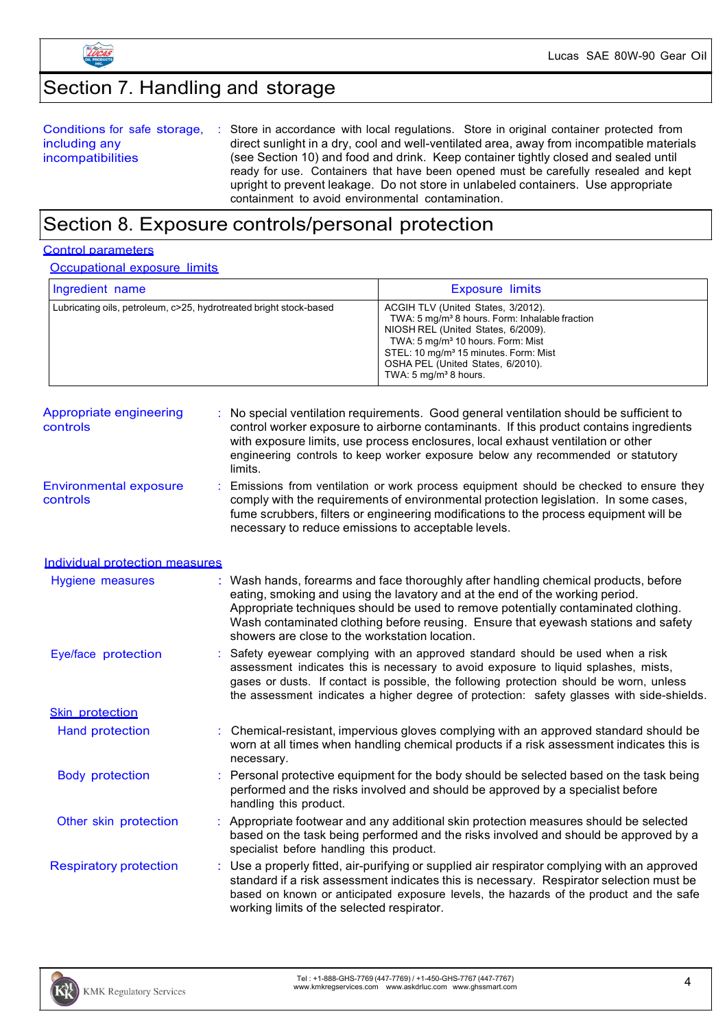# Section 7. Handling and storage

**Conditions for safe storage, including any incompatibilities** : Store in accordance with local regulations. Store in original container protected from direct sunlight in a dry, cool and well-ventilated area, away from incompatible materials (see Section 10) and food and drink. Keep container tightly closed and sealed until ready for use. Containers that have been opened must be carefully resealed and kept upright to prevent leakage. Do not store in unlabeled containers. Use appropriate containment to avoid environmental contamination.

# Section 8. Exposure controls/personal protection

## Control parameters

### Occupational exposure limits

| Ingredient name | Exposure limits |
|---|---|
| Lubricating oils, petroleum, c>25, hydrotreated bright stock-based | ACGIH TLV (United States, 3/2012).<br>TWA: 5 mg/m³ 8 hours. Form: Inhalable fraction<br>NIOSH REL (United States, 6/2009).<br>TWA: 5 mg/m³ 10 hours. Form: Mist<br>STEL: 10 mg/m³ 15 minutes. Form: Mist<br>OSHA PEL (United States, 6/2010).<br>TWA: 5 mg/m³ 8 hours. |

**Appropriate engineering controls** : No special ventilation requirements. Good general ventilation should be sufficient to control worker exposure to airborne contaminants. If this product contains ingredients with exposure limits, use process enclosures, local exhaust ventilation or other engineering controls to keep worker exposure below any recommended or statutory limits.

**Environmental exposure controls** : Emissions from ventilation or work process equipment should be checked to ensure they comply with the requirements of environmental protection legislation. In some cases, fume scrubbers, filters or engineering modifications to the process equipment will be necessary to reduce emissions to acceptable levels.

## Individual protection measures

**Hygiene measures** : Wash hands, forearms and face thoroughly after handling chemical products, before eating, smoking and using the lavatory and at the end of the working period. Appropriate techniques should be used to remove potentially contaminated clothing. Wash contaminated clothing before reusing. Ensure that eyewash stations and safety showers are close to the workstation location.

**Eye/face protection** : Safety eyewear complying with an approved standard should be used when a risk assessment indicates this is necessary to avoid exposure to liquid splashes, mists, gases or dusts. If contact is possible, the following protection should be worn, unless the assessment indicates a higher degree of protection: safety glasses with side-shields.

### Skin protection

**Hand protection** : Chemical-resistant, impervious gloves complying with an approved standard should be worn at all times when handling chemical products if a risk assessment indicates this is necessary.

**Body protection** : Personal protective equipment for the body should be selected based on the task being performed and the risks involved and should be approved by a specialist before handling this product.

**Other skin protection** : Appropriate footwear and any additional skin protection measures should be selected based on the task being performed and the risks involved and should be approved by a specialist before handling this product.

**Respiratory protection** : Use a properly fitted, air-purifying or supplied air respirator complying with an approved standard if a risk assessment indicates this is necessary. Respirator selection must be based on known or anticipated exposure levels, the hazards of the product and the safe working limits of the selected respirator.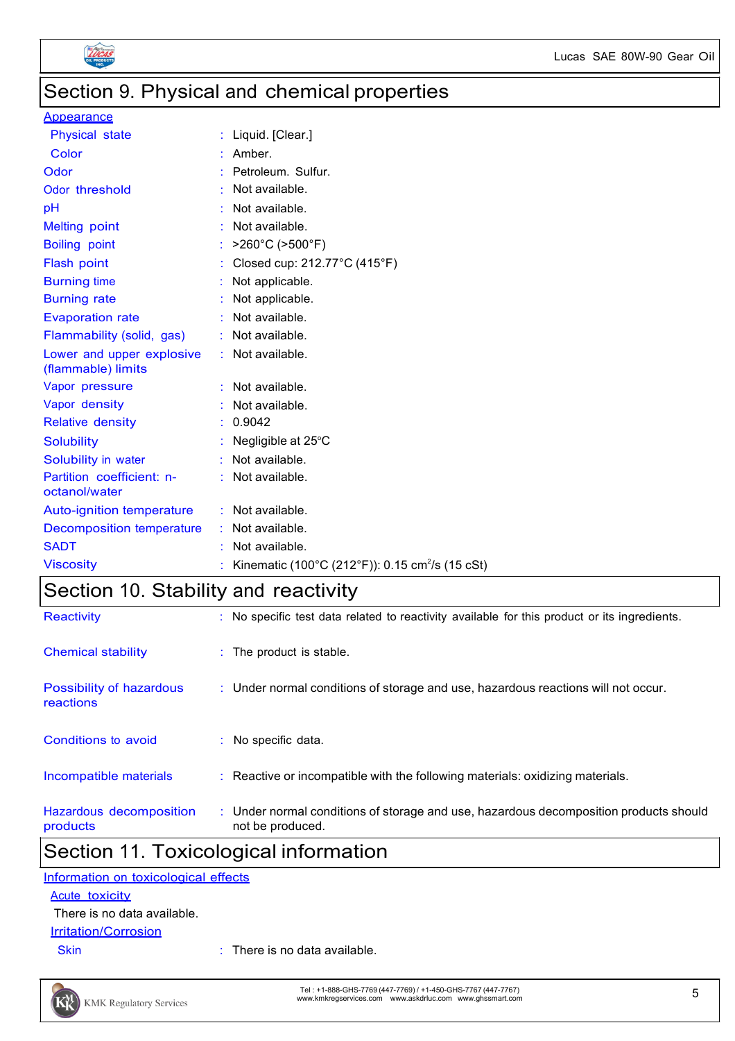## Section 9. Physical and chemical properties

**Appearance**

| | |
|---|---|
| Physical state | : Liquid. [Clear.] |
| Color | : Amber. |
| Odor | : Petroleum. Sulfur. |
| Odor threshold | : Not available. |
| pH | : Not available. |
| Melting point | : Not available. |
| Boiling point | : >260°C (>500°F) |
| Flash point | : Closed cup: 212.77°C (415°F) |
| Burning time | : Not applicable. |
| Burning rate | : Not applicable. |
| Evaporation rate | : Not available. |
| Flammability (solid, gas) | : Not available. |
| Lower and upper explosive (flammable) limits | : Not available. |
| Vapor pressure | : Not available. |
| Vapor density | : Not available. |
| Relative density | : 0.9042 |
| Solubility | : Negligible at 25°C |
| Solubility in water | : Not available. |
| Partition coefficient: n-octanol/water | : Not available. |
| Auto-ignition temperature | : Not available. |
| Decomposition temperature | : Not available. |
| SADT | : Not available. |
| Viscosity | : Kinematic (100°C (212°F)): 0.15 $cm^2$/s (15 cSt) |

## Section 10. Stability and reactivity

| | |
|---|---|
| Reactivity | : No specific test data related to reactivity available for this product or its ingredients. |
| Chemical stability | : The product is stable. |
| Possibility of hazardous reactions | : Under normal conditions of storage and use, hazardous reactions will not occur. |
| Conditions to avoid | : No specific data. |
| Incompatible materials | : Reactive or incompatible with the following materials: oxidizing materials. |
| Hazardous decomposition products | : Under normal conditions of storage and use, hazardous decomposition products should not be produced. |

## Section 11. Toxicological information

**Information on toxicological effects**

**Acute toxicity**

There is no data available.

**Irritation/Corrosion**

| | |
|---|---|
| Skin | : There is no data available. |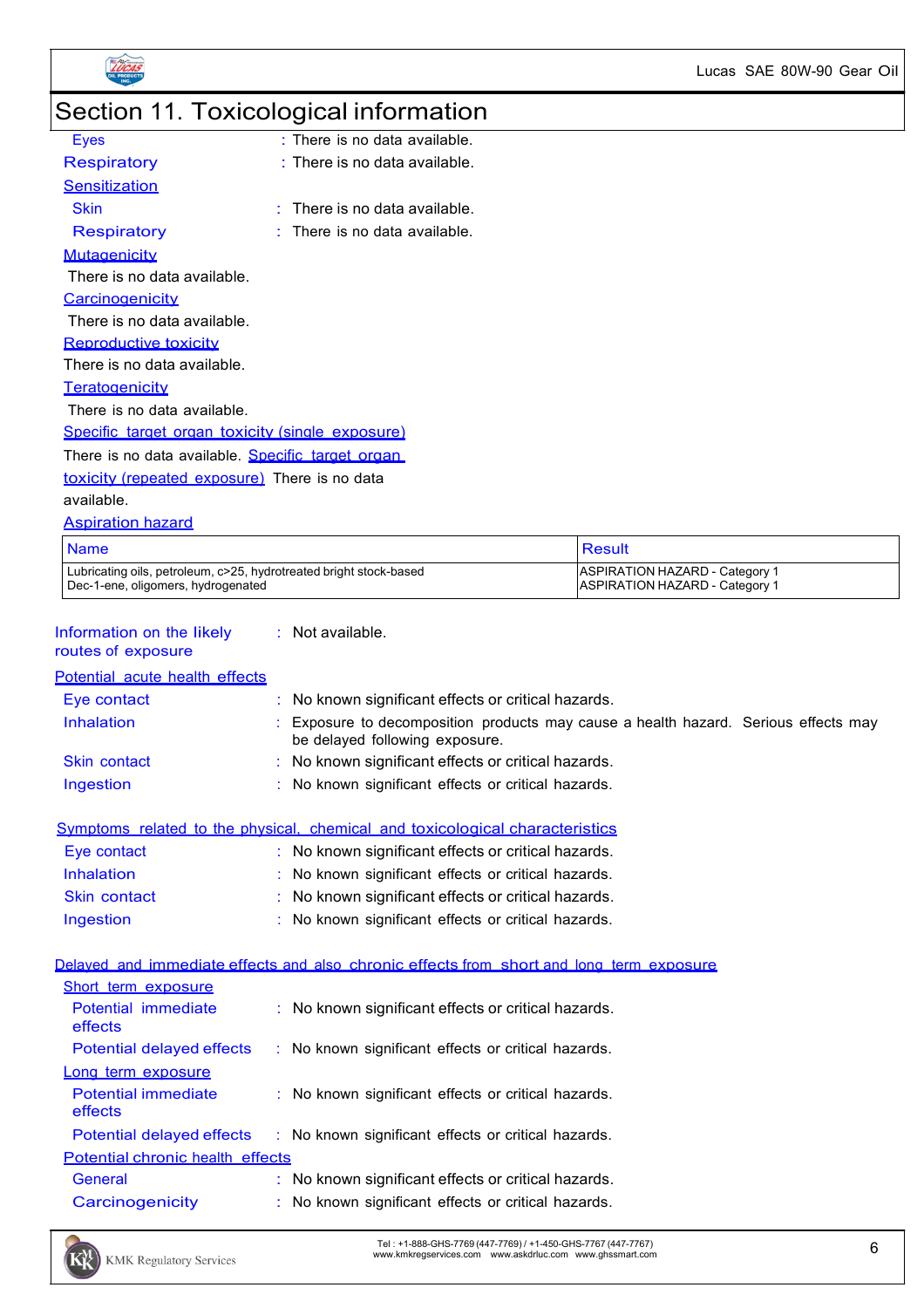## Section 11. Toxicological information

Eyes : There is no data available.

Respiratory : There is no data available.

**Sensitization**

Skin : There is no data available.

Respiratory : There is no data available.

**Mutagenicity**

There is no data available.

**Carcinogenicity**

There is no data available.

**Reproductive toxicity**

There is no data available.

**Teratogenicity**

There is no data available.

**Specific target organ toxicity (single exposure)**

There is no data available. **Specific target organ toxicity (repeated exposure)** There is no data available.

**Aspiration hazard**

| Name | Result |
|---|---|
| Lubricating oils, petroleum, c>25, hydrotreated bright stock-based | ASPIRATION HAZARD - Category 1 |
| Dec-1-ene, oligomers, hydrogenated | ASPIRATION HAZARD - Category 1 |

Information on the likely routes of exposure : Not available.

**Potential acute health effects**

Eye contact : No known significant effects or critical hazards.

Inhalation : Exposure to decomposition products may cause a health hazard. Serious effects may be delayed following exposure.

Skin contact : No known significant effects or critical hazards.

Ingestion : No known significant effects or critical hazards.

**Symptoms related to the physical, chemical and toxicological characteristics**

Eye contact : No known significant effects or critical hazards.

Inhalation : No known significant effects or critical hazards.

Skin contact : No known significant effects or critical hazards.

Ingestion : No known significant effects or critical hazards.

**Delayed and immediate effects and also chronic effects from short and long term exposure**

**Short term exposure**

Potential immediate effects : No known significant effects or critical hazards.

Potential delayed effects : No known significant effects or critical hazards.

**Long term exposure**

Potential immediate effects : No known significant effects or critical hazards.

Potential delayed effects : No known significant effects or critical hazards.

**Potential chronic health effects**

General : No known significant effects or critical hazards.

Carcinogenicity : No known significant effects or critical hazards.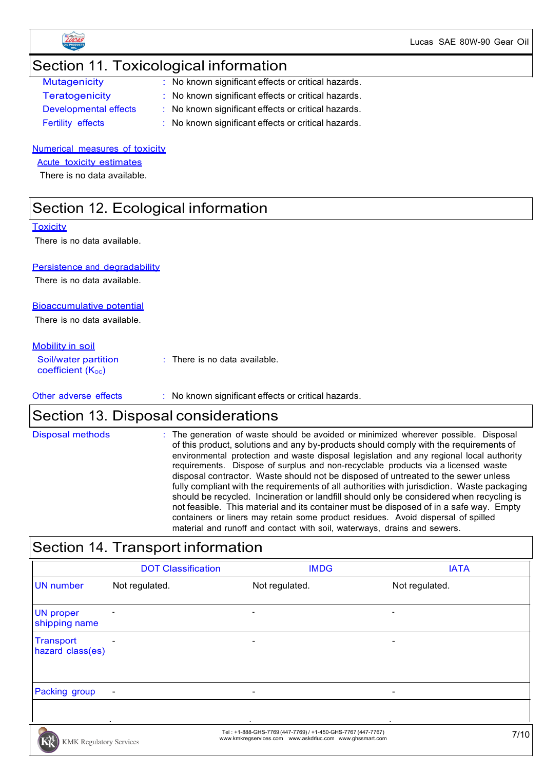## Section 11. Toxicological information

**Mutagenicity** : No known significant effects or critical hazards.

**Teratogenicity** : No known significant effects or critical hazards.

**Developmental effects** : No known significant effects or critical hazards.

**Fertility effects** : No known significant effects or critical hazards.

### Numerical measures of toxicity

#### Acute toxicity estimates

There is no data available.

## Section 12. Ecological information

### Toxicity

There is no data available.

### Persistence and degradability

There is no data available.

### Bioaccumulative potential

There is no data available.

### Mobility in soil

**Soil/water partition coefficient ($K_{OC}$)** : There is no data available.

**Other adverse effects** : No known significant effects or critical hazards.

## Section 13. Disposal considerations

**Disposal methods** : The generation of waste should be avoided or minimized wherever possible. Disposal of this product, solutions and any by-products should comply with the requirements of environmental protection and waste disposal legislation and any regional local authority requirements. Dispose of surplus and non-recyclable products via a licensed waste disposal contractor. Waste should not be disposed of untreated to the sewer unless fully compliant with the requirements of all authorities with jurisdiction. Waste packaging should be recycled. Incineration or landfill should only be considered when recycling is not feasible. This material and its container must be disposed of in a safe way. Empty containers or liners may retain some product residues. Avoid dispersal of spilled material and runoff and contact with soil, waterways, drains and sewers.

## Section 14. Transport information

| | DOT Classification | IMDG | IATA |
|---|---|---|---|
| UN number | Not regulated. | Not regulated. | Not regulated. |
| UN proper shipping name | - | - | - |
| Transport hazard class(es) | - | - | - |
| Packing group | - | - | - |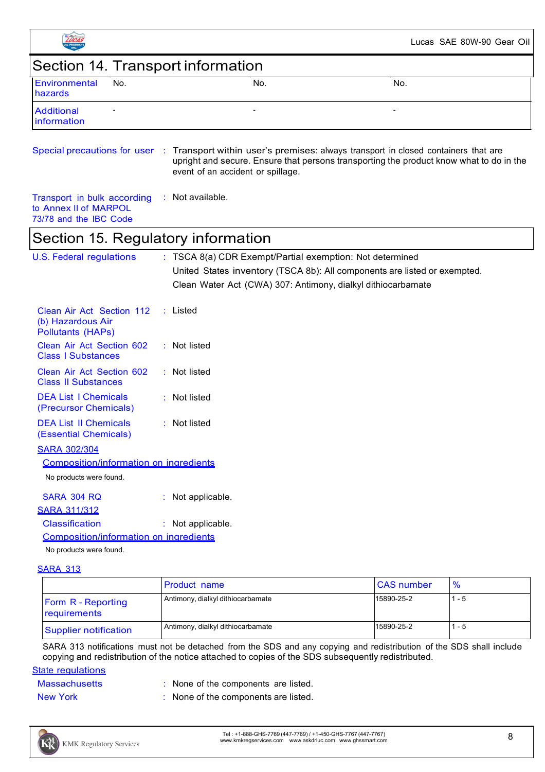## Section 14. Transport information

| | | | |
|---|---|---|---|
| Environmental hazards | No. | No. | No. |
| Additional information | - | - | - |

**Special precautions for user** : Transport within user's premises: always transport in closed containers that are upright and secure. Ensure that persons transporting the product know what to do in the event of an accident or spillage.

**Transport in bulk according to Annex II of MARPOL 73/78 and the IBC Code** : Not available.

## Section 15. Regulatory information

**U.S. Federal regulations** : TSCA 8(a) CDR Exempt/Partial exemption: Not determined

United States inventory (TSCA 8b): All components are listed or exempted.

Clean Water Act (CWA) 307: Antimony, dialkyl dithiocarbamate

**Clean Air Act Section 112 (b) Hazardous Air Pollutants (HAPs)** : Listed

**Clean Air Act Section 602 Class I Substances** : Not listed

**Clean Air Act Section 602 Class II Substances** : Not listed

**DEA List I Chemicals (Precursor Chemicals)** : Not listed

**DEA List II Chemicals (Essential Chemicals)** : Not listed

**SARA 302/304**

**Composition/information on ingredients**

No products were found.

**SARA 304 RQ** : Not applicable.

**SARA 311/312**

**Classification** : Not applicable.

**Composition/information on ingredients**

No products were found.

**SARA 313**

| | Product name | CAS number | % |
|---|---|---|---|
| Form R - Reporting requirements | Antimony, dialkyl dithiocarbamate | 15890-25-2 | 1 - 5 |
| Supplier notification | Antimony, dialkyl dithiocarbamate | 15890-25-2 | 1 - 5 |

SARA 313 notifications must not be detached from the SDS and any copying and redistribution of the SDS shall include copying and redistribution of the notice attached to copies of the SDS subsequently redistributed.

**State regulations**

**Massachusetts** : None of the components are listed.

**New York** : None of the components are listed.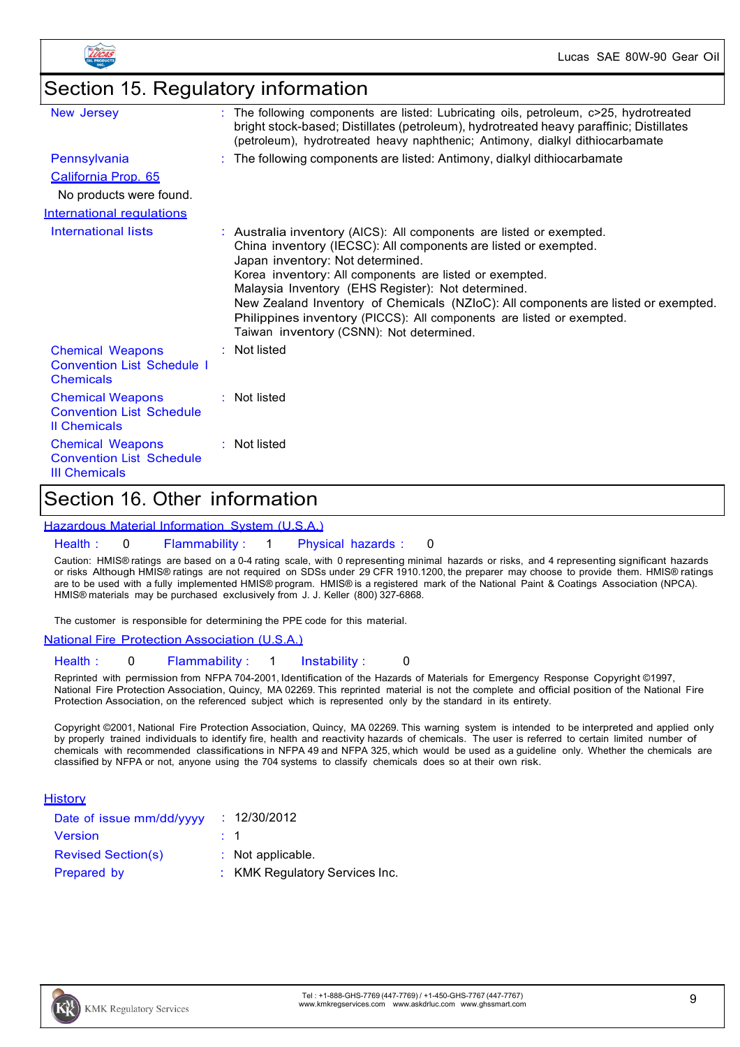## Section 15. Regulatory information

| | |
|---|---|
| New Jersey | : The following components are listed: Lubricating oils, petroleum, c>25, hydrotreated bright stock-based; Distillates (petroleum), hydrotreated heavy paraffinic; Distillates (petroleum), hydrotreated heavy naphthenic; Antimony, dialkyl dithiocarbamate |
| Pennsylvania | : The following components are listed: Antimony, dialkyl dithiocarbamate |

**California Prop. 65**

No products were found.

**International regulations**

| | |
|---|---|
| International lists | : Australia inventory (AICS): All components are listed or exempted.<br>China inventory (IECSC): All components are listed or exempted.<br>Japan inventory: Not determined.<br>Korea inventory: All components are listed or exempted.<br>Malaysia Inventory (EHS Register): Not determined.<br>New Zealand Inventory of Chemicals (NZIoC): All components are listed or exempted.<br>Philippines inventory (PICCS): All components are listed or exempted.<br>Taiwan inventory (CSNN): Not determined. |
| Chemical Weapons Convention List Schedule I Chemicals | : Not listed |
| Chemical Weapons Convention List Schedule II Chemicals | : Not listed |
| Chemical Weapons Convention List Schedule III Chemicals | : Not listed |

## Section 16. Other information

**Hazardous Material Information System (U.S.A.)**

Health : 0 Flammability : 1 Physical hazards : 0

Caution: HMIS® ratings are based on a 0-4 rating scale, with 0 representing minimal hazards or risks, and 4 representing significant hazards or risks Although HMIS® ratings are not required on SDSs under 29 CFR 1910.1200, the preparer may choose to provide them. HMIS® ratings are to be used with a fully implemented HMIS® program. HMIS® is a registered mark of the National Paint & Coatings Association (NPCA). HMIS® materials may be purchased exclusively from J. J. Keller (800) 327-6868.

The customer is responsible for determining the PPE code for this material.

**National Fire Protection Association (U.S.A.)**

Health : 0 Flammability : 1 Instability : 0

Reprinted with permission from NFPA 704-2001, Identification of the Hazards of Materials for Emergency Response Copyright ©1997, National Fire Protection Association, Quincy, MA 02269. This reprinted material is not the complete and official position of the National Fire Protection Association, on the referenced subject which is represented only by the standard in its entirety.

Copyright ©2001, National Fire Protection Association, Quincy, MA 02269. This warning system is intended to be interpreted and applied only by properly trained individuals to identify fire, health and reactivity hazards of chemicals. The user is referred to certain limited number of chemicals with recommended classifications in NFPA 49 and NFPA 325, which would be used as a guideline only. Whether the chemicals are classified by NFPA or not, anyone using the 704 systems to classify chemicals does so at their own risk.

**History**

| | |
|---|---|
| Date of issue mm/dd/yyyy | : 12/30/2012 |
| Version | : 1 |
| Revised Section(s) | : Not applicable. |
| Prepared by | : KMK Regulatory Services Inc. |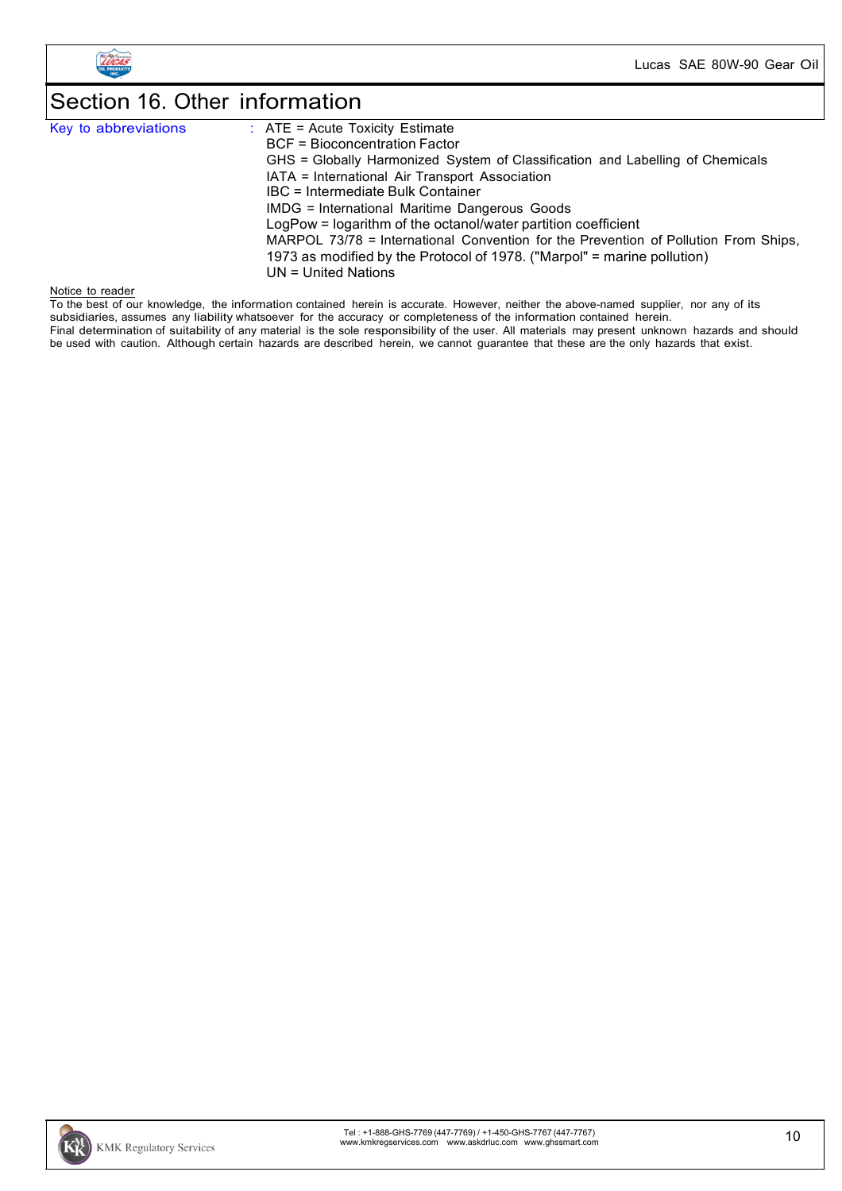## Section 16. Other information

Key to abbreviations : ATE = Acute Toxicity Estimate
BCF = Bioconcentration Factor
GHS = Globally Harmonized System of Classification and Labelling of Chemicals
IATA = International Air Transport Association
IBC = Intermediate Bulk Container
IMDG = International Maritime Dangerous Goods
LogPow = logarithm of the octanol/water partition coefficient
MARPOL 73/78 = International Convention for the Prevention of Pollution From Ships, 1973 as modified by the Protocol of 1978. ("Marpol" = marine pollution)
UN = United Nations

Notice to reader

To the best of our knowledge, the information contained herein is accurate. However, neither the above-named supplier, nor any of its subsidiaries, assumes any liability whatsoever for the accuracy or completeness of the information contained herein.
Final determination of suitability of any material is the sole responsibility of the user. All materials may present unknown hazards and should be used with caution. Although certain hazards are described herein, we cannot guarantee that these are the only hazards that exist.